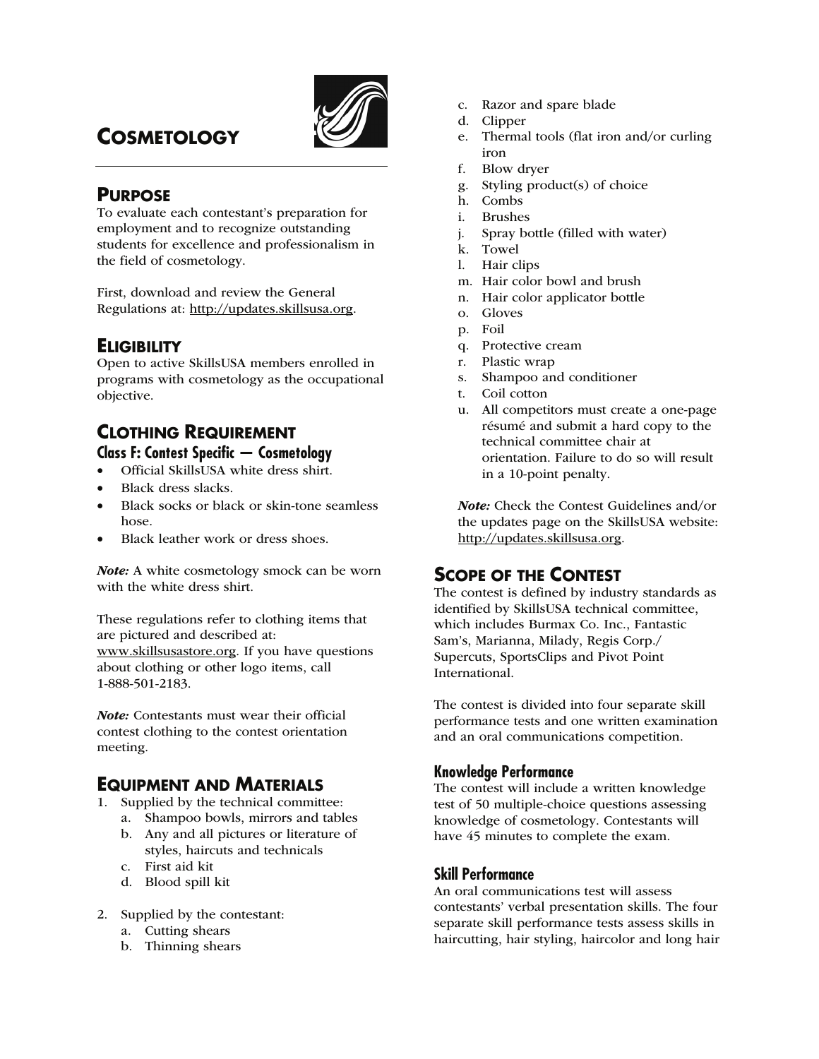# COSMETOLOGY

## PURPOSE

To evaluate each contestant's preparation for employment and to recognize outstanding students for excellence and professionalism in the field of cosmetology.

First, download and review the General Regulations at: http://updates.skillsusa.org.

## ELIGIBILITY

Open to active SkillsUSA members enrolled in programs with cosmetology as the occupational objective.

## CLOTHING REQUIREMENT

### Class F: Contest Specific — Cosmetology

- Official SkillsUSA white dress shirt.
- Black dress slacks.
- Black socks or black or skin-tone seamless hose.
- Black leather work or dress shoes.

*Note:* A white cosmetology smock can be worn with the white dress shirt.

These regulations refer to clothing items that are pictured and described at: www.skillsusastore.org. If you have questions about clothing or other logo items, call 1-888-501-2183.

*Note:* Contestants must wear their official contest clothing to the contest orientation meeting.

## EQUIPMENT AND MATERIALS

1. Supplied by the technical committee:
   a. Shampoo bowls, mirrors and tables
   b. Any and all pictures or literature of styles, haircuts and technicals
   c. First aid kit
   d. Blood spill kit

2. Supplied by the contestant:
   a. Cutting shears
   b. Thinning shears
   c. Razor and spare blade
   d. Clipper
   e. Thermal tools (flat iron and/or curling iron
   f. Blow dryer
   g. Styling product(s) of choice
   h. Combs
   i. Brushes
   j. Spray bottle (filled with water)
   k. Towel
   l. Hair clips
   m. Hair color bowl and brush
   n. Hair color applicator bottle
   o. Gloves
   p. Foil
   q. Protective cream
   r. Plastic wrap
   s. Shampoo and conditioner
   t. Coil cotton
   u. All competitors must create a one-page résumé and submit a hard copy to the technical committee chair at orientation. Failure to do so will result in a 10-point penalty.

   *Note:* Check the Contest Guidelines and/or the updates page on the SkillsUSA website: http://updates.skillsusa.org.

## SCOPE OF THE CONTEST

The contest is defined by industry standards as identified by SkillsUSA technical committee, which includes Burmax Co. Inc., Fantastic Sam's, Marianna, Milady, Regis Corp./ Supercuts, SportsClips and Pivot Point International.

The contest is divided into four separate skill performance tests and one written examination and an oral communications competition.

### Knowledge Performance

The contest will include a written knowledge test of 50 multiple-choice questions assessing knowledge of cosmetology. Contestants will have 45 minutes to complete the exam.

### Skill Performance

An oral communications test will assess contestants' verbal presentation skills. The four separate skill performance tests assess skills in haircutting, hair styling, haircolor and long hair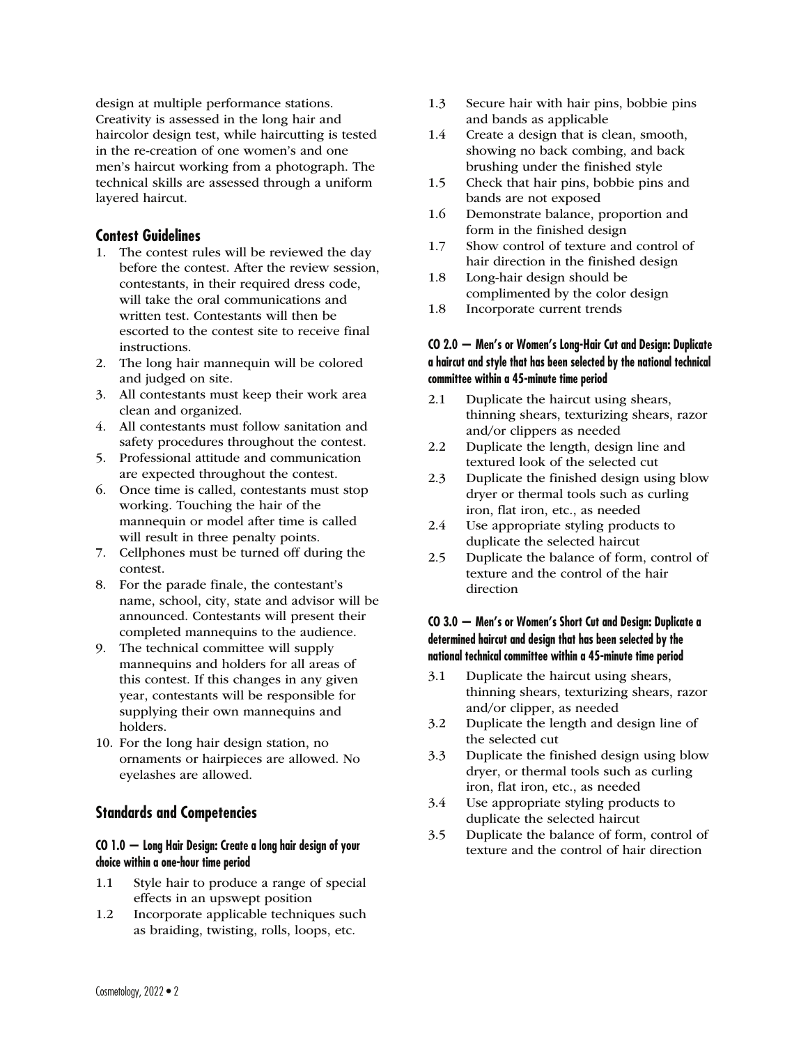design at multiple performance stations. Creativity is assessed in the long hair and haircolor design test, while haircutting is tested in the re-creation of one women's and one men's haircut working from a photograph. The technical skills are assessed through a uniform layered haircut.

## Contest Guidelines

1. The contest rules will be reviewed the day before the contest. After the review session, contestants, in their required dress code, will take the oral communications and written test. Contestants will then be escorted to the contest site to receive final instructions.
2. The long hair mannequin will be colored and judged on site.
3. All contestants must keep their work area clean and organized.
4. All contestants must follow sanitation and safety procedures throughout the contest.
5. Professional attitude and communication are expected throughout the contest.
6. Once time is called, contestants must stop working. Touching the hair of the mannequin or model after time is called will result in three penalty points.
7. Cellphones must be turned off during the contest.
8. For the parade finale, the contestant's name, school, city, state and advisor will be announced. Contestants will present their completed mannequins to the audience.
9. The technical committee will supply mannequins and holders for all areas of this contest. If this changes in any given year, contestants will be responsible for supplying their own mannequins and holders.
10. For the long hair design station, no ornaments or hairpieces are allowed. No eyelashes are allowed.

## Standards and Competencies

#### CO 1.0 — Long Hair Design: Create a long hair design of your choice within a one-hour time period

- 1.1 Style hair to produce a range of special effects in an upswept position
- 1.2 Incorporate applicable techniques such as braiding, twisting, rolls, loops, etc.
- 1.3 Secure hair with hair pins, bobbie pins and bands as applicable
- 1.4 Create a design that is clean, smooth, showing no back combing, and back brushing under the finished style
- 1.5 Check that hair pins, bobbie pins and bands are not exposed
- 1.6 Demonstrate balance, proportion and form in the finished design
- 1.7 Show control of texture and control of hair direction in the finished design
- 1.8 Long-hair design should be complimented by the color design
- 1.8 Incorporate current trends

#### CO 2.0 — Men's or Women's Long-Hair Cut and Design: Duplicate a haircut and style that has been selected by the national technical committee within a 45-minute time period

- 2.1 Duplicate the haircut using shears, thinning shears, texturizing shears, razor and/or clippers as needed
- 2.2 Duplicate the length, design line and textured look of the selected cut
- 2.3 Duplicate the finished design using blow dryer or thermal tools such as curling iron, flat iron, etc., as needed
- 2.4 Use appropriate styling products to duplicate the selected haircut
- 2.5 Duplicate the balance of form, control of texture and the control of the hair direction

#### CO 3.0 — Men's or Women's Short Cut and Design: Duplicate a determined haircut and design that has been selected by the national technical committee within a 45-minute time period

- 3.1 Duplicate the haircut using shears, thinning shears, texturizing shears, razor and/or clipper, as needed
- 3.2 Duplicate the length and design line of the selected cut
- 3.3 Duplicate the finished design using blow dryer, or thermal tools such as curling iron, flat iron, etc., as needed
- 3.4 Use appropriate styling products to duplicate the selected haircut
- 3.5 Duplicate the balance of form, control of texture and the control of hair direction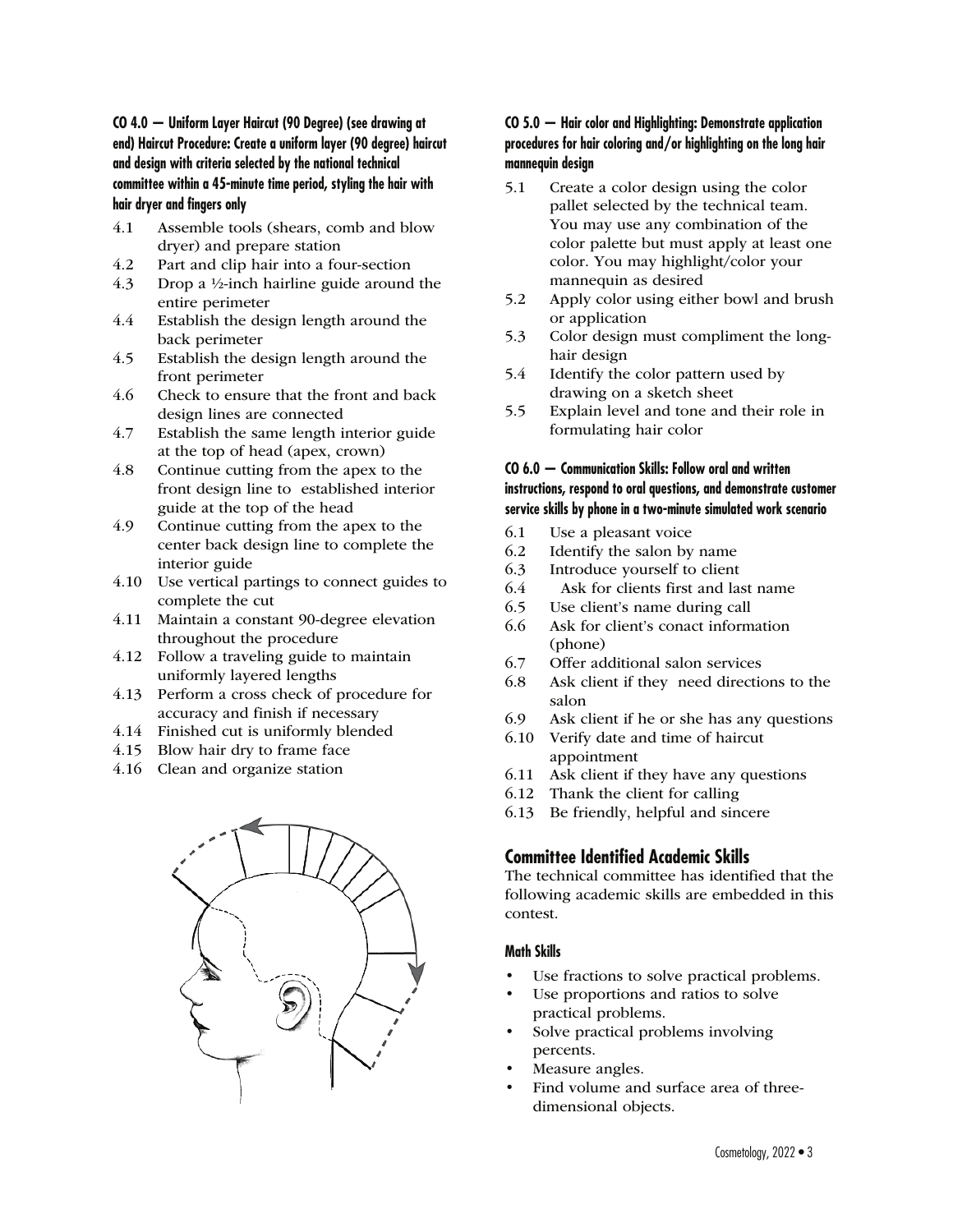**CO 4.0 — Uniform Layer Haircut (90 Degree) (see drawing at end) Haircut Procedure: Create a uniform layer (90 degree) haircut and design with criteria selected by the national technical committee within a 45-minute time period, styling the hair with hair dryer and fingers only**

- 4.1 Assemble tools (shears, comb and blow dryer) and prepare station
- 4.2 Part and clip hair into a four-section
- 4.3 Drop a ½-inch hairline guide around the entire perimeter
- 4.4 Establish the design length around the back perimeter
- 4.5 Establish the design length around the front perimeter
- 4.6 Check to ensure that the front and back design lines are connected
- 4.7 Establish the same length interior guide at the top of head (apex, crown)
- 4.8 Continue cutting from the apex to the front design line to established interior guide at the top of the head
- 4.9 Continue cutting from the apex to the center back design line to complete the interior guide
- 4.10 Use vertical partings to connect guides to complete the cut
- 4.11 Maintain a constant 90-degree elevation throughout the procedure
- 4.12 Follow a traveling guide to maintain uniformly layered lengths
- 4.13 Perform a cross check of procedure for accuracy and finish if necessary
- 4.14 Finished cut is uniformly blended
- 4.15 Blow hair dry to frame face
- 4.16 Clean and organize station

**CO 5.0 — Hair color and Highlighting: Demonstrate application procedures for hair coloring and/or highlighting on the long hair mannequin design**

- 5.1 Create a color design using the color pallet selected by the technical team. You may use any combination of the color palette but must apply at least one color. You may highlight/color your mannequin as desired
- 5.2 Apply color using either bowl and brush or application
- 5.3 Color design must compliment the long-hair design
- 5.4 Identify the color pattern used by drawing on a sketch sheet
- 5.5 Explain level and tone and their role in formulating hair color

**CO 6.0 — Communication Skills: Follow oral and written instructions, respond to oral questions, and demonstrate customer service skills by phone in a two-minute simulated work scenario**

- 6.1 Use a pleasant voice
- 6.2 Identify the salon by name
- 6.3 Introduce yourself to client
- 6.4 Ask for clients first and last name
- 6.5 Use client's name during call
- 6.6 Ask for client's conact information (phone)
- 6.7 Offer additional salon services
- 6.8 Ask client if they need directions to the salon
- 6.9 Ask client if he or she has any questions
- 6.10 Verify date and time of haircut appointment
- 6.11 Ask client if they have any questions
- 6.12 Thank the client for calling
- 6.13 Be friendly, helpful and sincere

## Committee Identified Academic Skills

The technical committee has identified that the following academic skills are embedded in this contest.

### Math Skills

- Use fractions to solve practical problems.
- Use proportions and ratios to solve practical problems.
- Solve practical problems involving percents.
- Measure angles.
- Find volume and surface area of three-dimensional objects.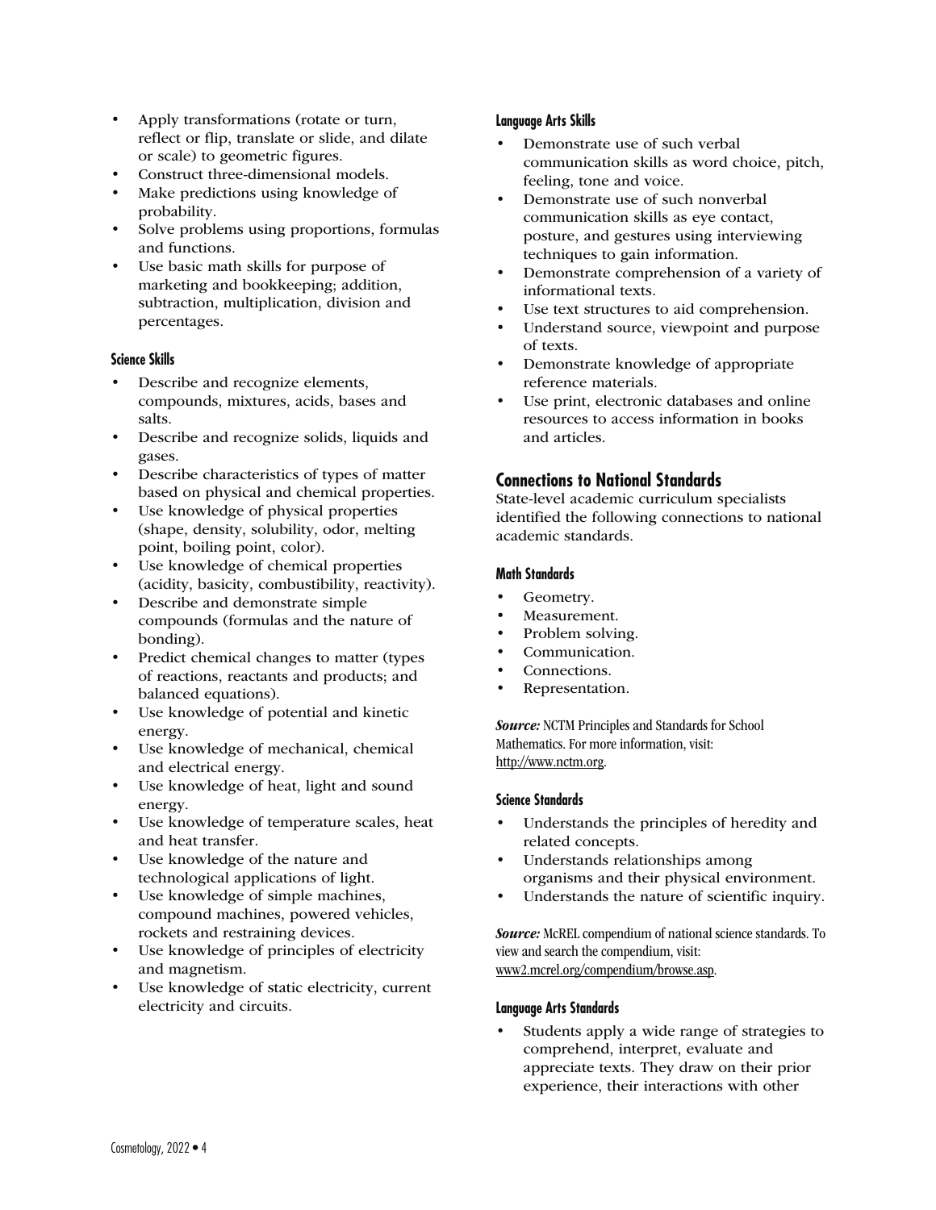- Apply transformations (rotate or turn, reflect or flip, translate or slide, and dilate or scale) to geometric figures.
- Construct three-dimensional models.
- Make predictions using knowledge of probability.
- Solve problems using proportions, formulas and functions.
- Use basic math skills for purpose of marketing and bookkeeping; addition, subtraction, multiplication, division and percentages.

#### Science Skills

- Describe and recognize elements, compounds, mixtures, acids, bases and salts.
- Describe and recognize solids, liquids and gases.
- Describe characteristics of types of matter based on physical and chemical properties.
- Use knowledge of physical properties (shape, density, solubility, odor, melting point, boiling point, color).
- Use knowledge of chemical properties (acidity, basicity, combustibility, reactivity).
- Describe and demonstrate simple compounds (formulas and the nature of bonding).
- Predict chemical changes to matter (types of reactions, reactants and products; and balanced equations).
- Use knowledge of potential and kinetic energy.
- Use knowledge of mechanical, chemical and electrical energy.
- Use knowledge of heat, light and sound energy.
- Use knowledge of temperature scales, heat and heat transfer.
- Use knowledge of the nature and technological applications of light.
- Use knowledge of simple machines, compound machines, powered vehicles, rockets and restraining devices.
- Use knowledge of principles of electricity and magnetism.
- Use knowledge of static electricity, current electricity and circuits.

#### Language Arts Skills

- Demonstrate use of such verbal communication skills as word choice, pitch, feeling, tone and voice.
- Demonstrate use of such nonverbal communication skills as eye contact, posture, and gestures using interviewing techniques to gain information.
- Demonstrate comprehension of a variety of informational texts.
- Use text structures to aid comprehension.
- Understand source, viewpoint and purpose of texts.
- Demonstrate knowledge of appropriate reference materials.
- Use print, electronic databases and online resources to access information in books and articles.

## Connections to National Standards

State-level academic curriculum specialists identified the following connections to national academic standards.

#### Math Standards

- Geometry.
- Measurement.
- Problem solving.
- Communication.
- Connections.
- Representation.

***Source:*** NCTM Principles and Standards for School Mathematics. For more information, visit: http://www.nctm.org.

#### Science Standards

- Understands the principles of heredity and related concepts.
- Understands relationships among organisms and their physical environment.
- Understands the nature of scientific inquiry.

***Source:*** McREL compendium of national science standards. To view and search the compendium, visit: www2.mcrel.org/compendium/browse.asp.

#### Language Arts Standards

- Students apply a wide range of strategies to comprehend, interpret, evaluate and appreciate texts. They draw on their prior experience, their interactions with other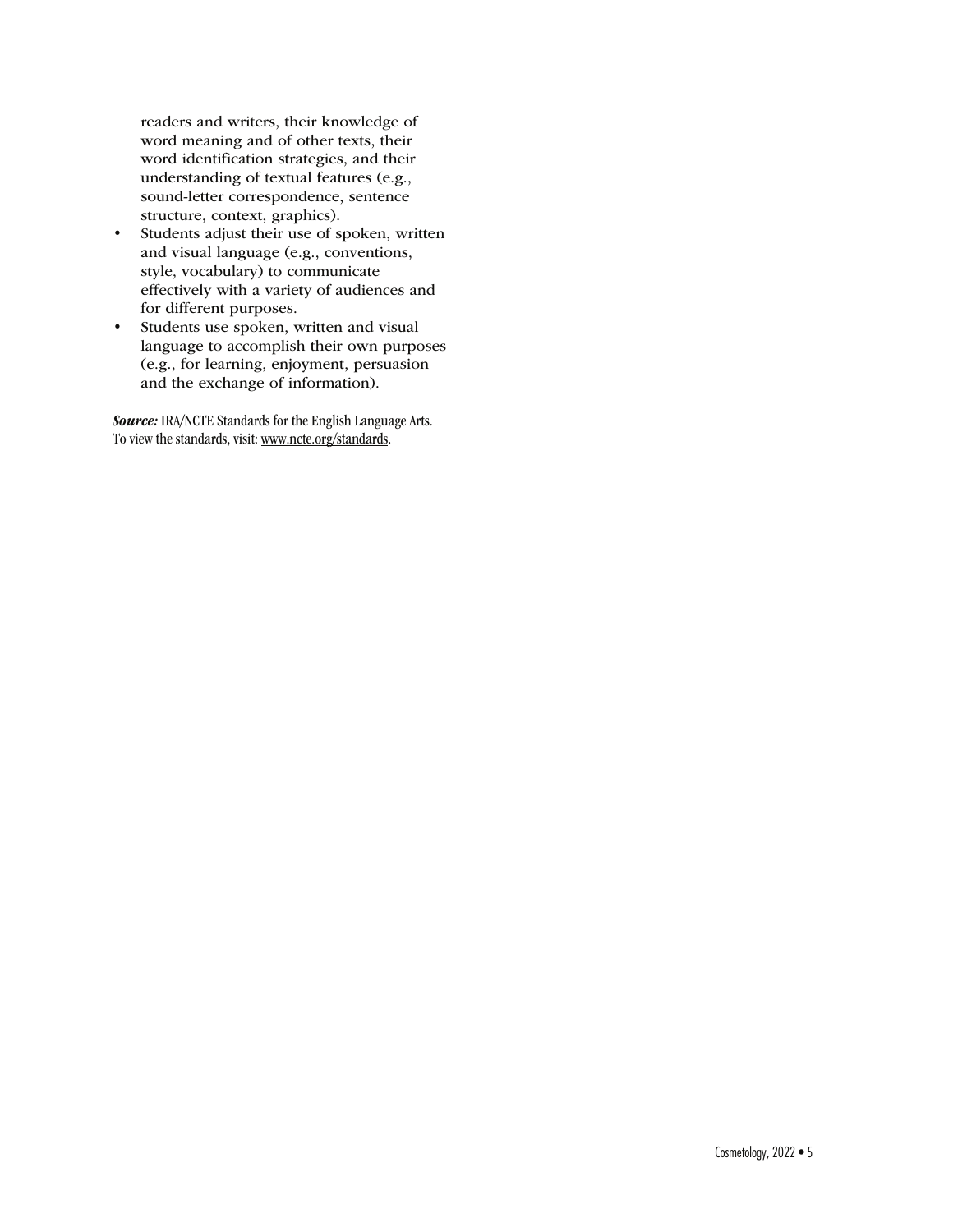readers and writers, their knowledge of word meaning and of other texts, their word identification strategies, and their understanding of textual features (e.g., sound-letter correspondence, sentence structure, context, graphics).

- Students adjust their use of spoken, written and visual language (e.g., conventions, style, vocabulary) to communicate effectively with a variety of audiences and for different purposes.
- Students use spoken, written and visual language to accomplish their own purposes (e.g., for learning, enjoyment, persuasion and the exchange of information).

***Source:*** IRA/NCTE Standards for the English Language Arts. To view the standards, visit: www.ncte.org/standards.